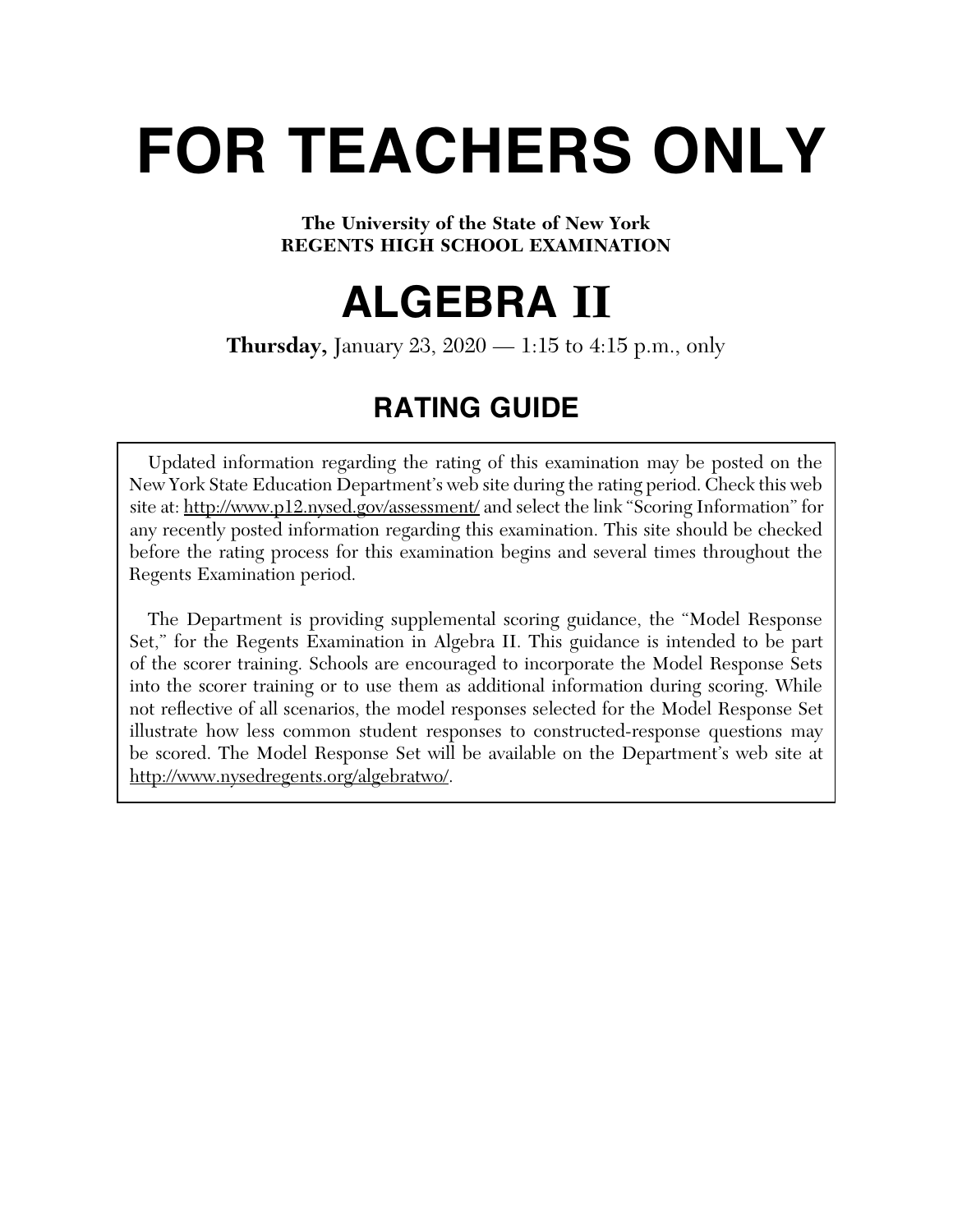# FOR TEACHERS ONLY

**The University of the State of New York**
**REGENTS HIGH SCHOOL EXAMINATION**

# ALGEBRA II

**Thursday,** January 23, 2020 — 1:15 to 4:15 p.m., only

## RATING GUIDE

Updated information regarding the rating of this examination may be posted on the New York State Education Department's web site during the rating period. Check this web site at: http://www.p12.nysed.gov/assessment/ and select the link "Scoring Information" for any recently posted information regarding this examination. This site should be checked before the rating process for this examination begins and several times throughout the Regents Examination period.

The Department is providing supplemental scoring guidance, the "Model Response Set," for the Regents Examination in Algebra II. This guidance is intended to be part of the scorer training. Schools are encouraged to incorporate the Model Response Sets into the scorer training or to use them as additional information during scoring. While not reflective of all scenarios, the model responses selected for the Model Response Set illustrate how less common student responses to constructed-response questions may be scored. The Model Response Set will be available on the Department's web site at http://www.nysedregents.org/algebratwo/.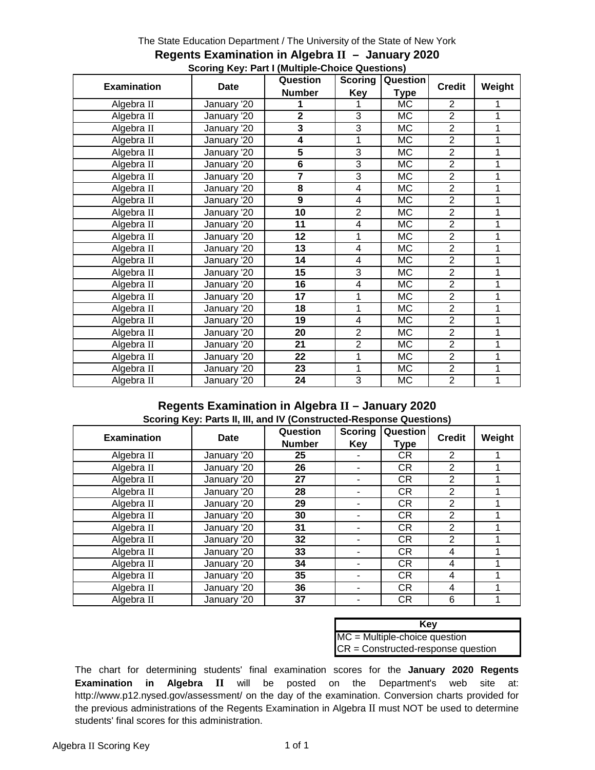The State Education Department / The University of the State of New York

# Regents Examination in Algebra II – January 2020

## Scoring Key: Part I (Multiple-Choice Questions)

| Examination | Date | Question Number | Scoring Key | Question Type | Credit | Weight |
|---|---|---|---|---|---|---|
| Algebra II | January '20 | 1 | 1 | MC | 2 | 1 |
| Algebra II | January '20 | 2 | 3 | MC | 2 | 1 |
| Algebra II | January '20 | 3 | 3 | MC | 2 | 1 |
| Algebra II | January '20 | 4 | 1 | MC | 2 | 1 |
| Algebra II | January '20 | 5 | 3 | MC | 2 | 1 |
| Algebra II | January '20 | 6 | 3 | MC | 2 | 1 |
| Algebra II | January '20 | 7 | 3 | MC | 2 | 1 |
| Algebra II | January '20 | 8 | 4 | MC | 2 | 1 |
| Algebra II | January '20 | 9 | 4 | MC | 2 | 1 |
| Algebra II | January '20 | 10 | 2 | MC | 2 | 1 |
| Algebra II | January '20 | 11 | 4 | MC | 2 | 1 |
| Algebra II | January '20 | 12 | 1 | MC | 2 | 1 |
| Algebra II | January '20 | 13 | 4 | MC | 2 | 1 |
| Algebra II | January '20 | 14 | 4 | MC | 2 | 1 |
| Algebra II | January '20 | 15 | 3 | MC | 2 | 1 |
| Algebra II | January '20 | 16 | 4 | MC | 2 | 1 |
| Algebra II | January '20 | 17 | 1 | MC | 2 | 1 |
| Algebra II | January '20 | 18 | 1 | MC | 2 | 1 |
| Algebra II | January '20 | 19 | 4 | MC | 2 | 1 |
| Algebra II | January '20 | 20 | 2 | MC | 2 | 1 |
| Algebra II | January '20 | 21 | 2 | MC | 2 | 1 |
| Algebra II | January '20 | 22 | 1 | MC | 2 | 1 |
| Algebra II | January '20 | 23 | 1 | MC | 2 | 1 |
| Algebra II | January '20 | 24 | 3 | MC | 2 | 1 |

# Regents Examination in Algebra II – January 2020

## Scoring Key: Parts II, III, and IV (Constructed-Response Questions)

| Examination | Date | Question Number | Scoring Key | Question Type | Credit | Weight |
|---|---|---|---|---|---|---|
| Algebra II | January '20 | 25 | - | CR | 2 | 1 |
| Algebra II | January '20 | 26 | - | CR | 2 | 1 |
| Algebra II | January '20 | 27 | - | CR | 2 | 1 |
| Algebra II | January '20 | 28 | - | CR | 2 | 1 |
| Algebra II | January '20 | 29 | - | CR | 2 | 1 |
| Algebra II | January '20 | 30 | - | CR | 2 | 1 |
| Algebra II | January '20 | 31 | - | CR | 2 | 1 |
| Algebra II | January '20 | 32 | - | CR | 2 | 1 |
| Algebra II | January '20 | 33 | - | CR | 4 | 1 |
| Algebra II | January '20 | 34 | - | CR | 4 | 1 |
| Algebra II | January '20 | 35 | - | CR | 4 | 1 |
| Algebra II | January '20 | 36 | - | CR | 4 | 1 |
| Algebra II | January '20 | 37 | - | CR | 6 | 1 |

| Key |
|---|
| MC = Multiple-choice question |
| CR = Constructed-response question |

The chart for determining students' final examination scores for the **January 2020 Regents Examination in Algebra II** will be posted on the Department's web site at: http://www.p12.nysed.gov/assessment/ on the day of the examination. Conversion charts provided for the previous administrations of the Regents Examination in Algebra II must NOT be used to determine students' final scores for this administration.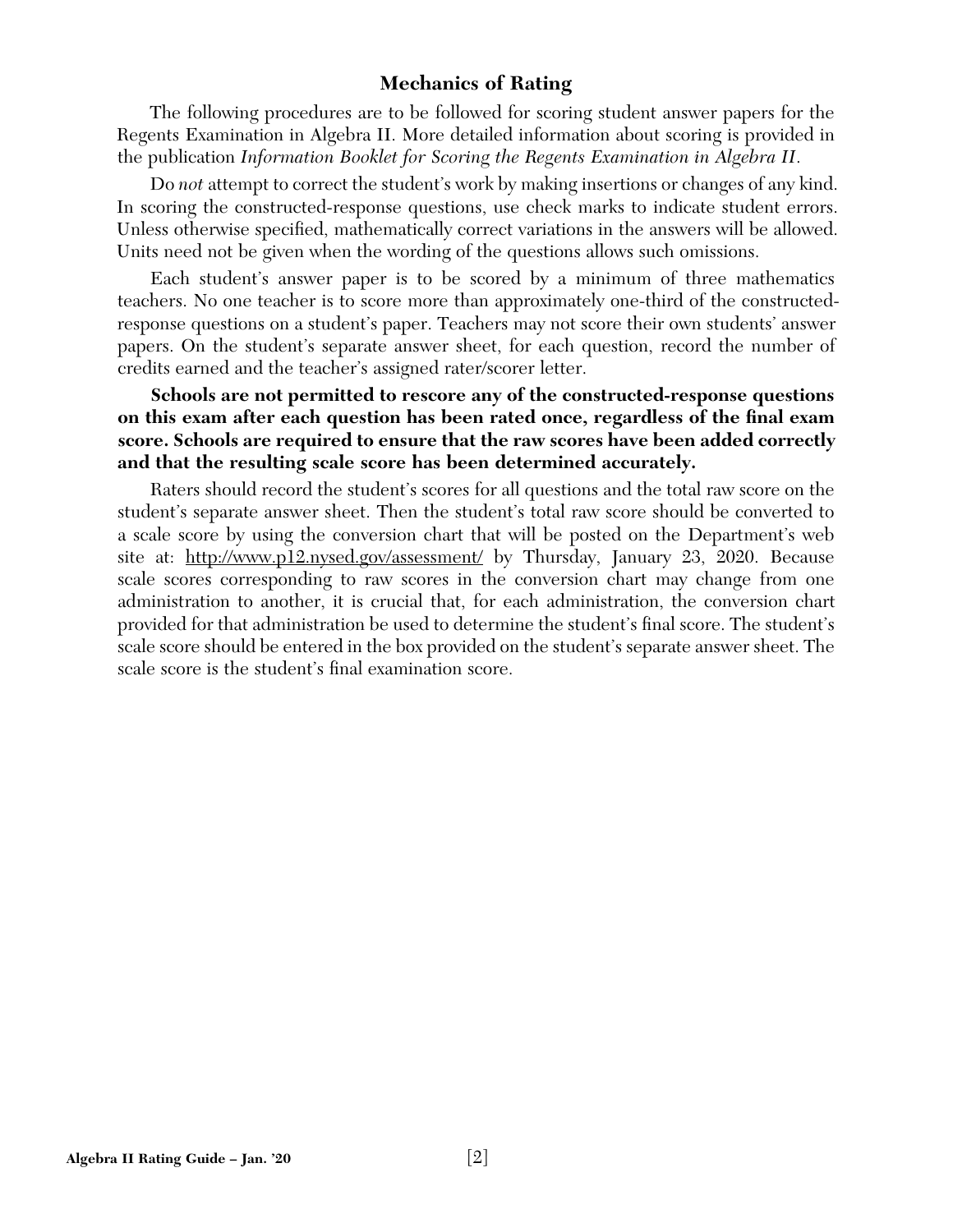## Mechanics of Rating

The following procedures are to be followed for scoring student answer papers for the Regents Examination in Algebra II. More detailed information about scoring is provided in the publication *Information Booklet for Scoring the Regents Examination in Algebra II*.

Do *not* attempt to correct the student's work by making insertions or changes of any kind. In scoring the constructed-response questions, use check marks to indicate student errors. Unless otherwise specified, mathematically correct variations in the answers will be allowed. Units need not be given when the wording of the questions allows such omissions.

Each student's answer paper is to be scored by a minimum of three mathematics teachers. No one teacher is to score more than approximately one-third of the constructed-response questions on a student's paper. Teachers may not score their own students' answer papers. On the student's separate answer sheet, for each question, record the number of credits earned and the teacher's assigned rater/scorer letter.

**Schools are not permitted to rescore any of the constructed-response questions on this exam after each question has been rated once, regardless of the final exam score. Schools are required to ensure that the raw scores have been added correctly and that the resulting scale score has been determined accurately.**

Raters should record the student's scores for all questions and the total raw score on the student's separate answer sheet. Then the student's total raw score should be converted to a scale score by using the conversion chart that will be posted on the Department's web site at: http://www.p12.nysed.gov/assessment/ by Thursday, January 23, 2020. Because scale scores corresponding to raw scores in the conversion chart may change from one administration to another, it is crucial that, for each administration, the conversion chart provided for that administration be used to determine the student's final score. The student's scale score should be entered in the box provided on the student's separate answer sheet. The scale score is the student's final examination score.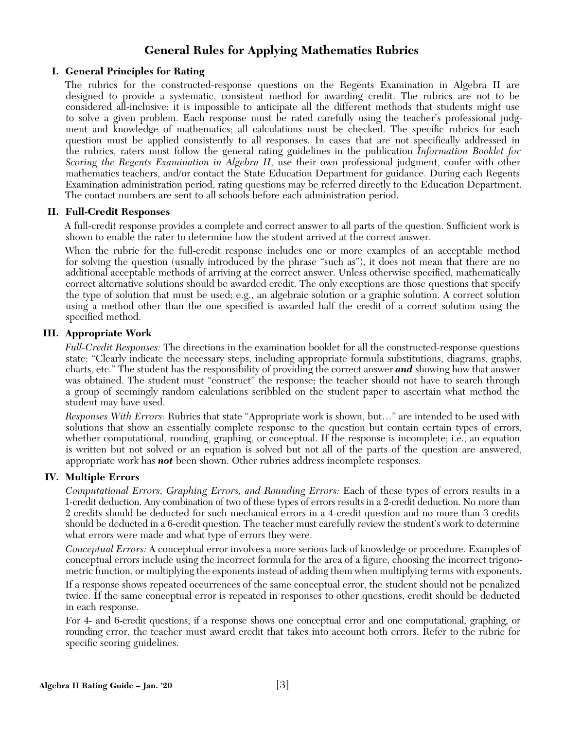# General Rules for Applying Mathematics Rubrics

## I. General Principles for Rating

The rubrics for the constructed-response questions on the Regents Examination in Algebra II are designed to provide a systematic, consistent method for awarding credit. The rubrics are not to be considered all-inclusive; it is impossible to anticipate all the different methods that students might use to solve a given problem. Each response must be rated carefully using the teacher's professional judgment and knowledge of mathematics; all calculations must be checked. The specific rubrics for each question must be applied consistently to all responses. In cases that are not specifically addressed in the rubrics, raters must follow the general rating guidelines in the publication *Information Booklet for Scoring the Regents Examination in Algebra II*, use their own professional judgment, confer with other mathematics teachers, and/or contact the State Education Department for guidance. During each Regents Examination administration period, rating questions may be referred directly to the Education Department. The contact numbers are sent to all schools before each administration period.

## II. Full-Credit Responses

A full-credit response provides a complete and correct answer to all parts of the question. Sufficient work is shown to enable the rater to determine how the student arrived at the correct answer.

When the rubric for the full-credit response includes one or more examples of an acceptable method for solving the question (usually introduced by the phrase "such as"), it does not mean that there are no additional acceptable methods of arriving at the correct answer. Unless otherwise specified, mathematically correct alternative solutions should be awarded credit. The only exceptions are those questions that specify the type of solution that must be used; e.g., an algebraic solution or a graphic solution. A correct solution using a method other than the one specified is awarded half the credit of a correct solution using the specified method.

## III. Appropriate Work

*Full-Credit Responses:* The directions in the examination booklet for all the constructed-response questions state: "Clearly indicate the necessary steps, including appropriate formula substitutions, diagrams, graphs, charts, etc." The student has the responsibility of providing the correct answer ***and*** showing how that answer was obtained. The student must "construct" the response; the teacher should not have to search through a group of seemingly random calculations scribbled on the student paper to ascertain what method the student may have used.

*Responses With Errors:* Rubrics that state "Appropriate work is shown, but…" are intended to be used with solutions that show an essentially complete response to the question but contain certain types of errors, whether computational, rounding, graphing, or conceptual. If the response is incomplete; i.e., an equation is written but not solved or an equation is solved but not all of the parts of the question are answered, appropriate work has ***not*** been shown. Other rubrics address incomplete responses.

## IV. Multiple Errors

*Computational Errors, Graphing Errors, and Rounding Errors:* Each of these types of errors results in a 1-credit deduction. Any combination of two of these types of errors results in a 2-credit deduction. No more than 2 credits should be deducted for such mechanical errors in a 4-credit question and no more than 3 credits should be deducted in a 6-credit question. The teacher must carefully review the student's work to determine what errors were made and what type of errors they were.

*Conceptual Errors:* A conceptual error involves a more serious lack of knowledge or procedure. Examples of conceptual errors include using the incorrect formula for the area of a figure, choosing the incorrect trigonometric function, or multiplying the exponents instead of adding them when multiplying terms with exponents.

If a response shows repeated occurrences of the same conceptual error, the student should not be penalized twice. If the same conceptual error is repeated in responses to other questions, credit should be deducted in each response.

For 4- and 6-credit questions, if a response shows one conceptual error and one computational, graphing, or rounding error, the teacher must award credit that takes into account both errors. Refer to the rubric for specific scoring guidelines.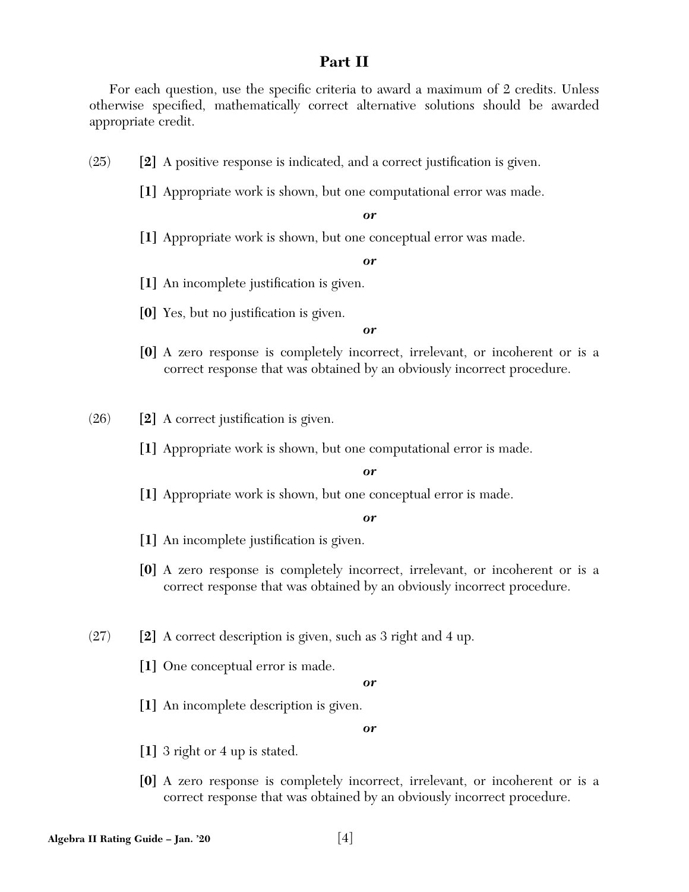## Part II

For each question, use the specific criteria to award a maximum of 2 credits. Unless otherwise specified, mathematically correct alternative solutions should be awarded appropriate credit.

(25) **[2]** A positive response is indicated, and a correct justification is given.

**[1]** Appropriate work is shown, but one computational error was made.

***or***

**[1]** Appropriate work is shown, but one conceptual error was made.

***or***

**[1]** An incomplete justification is given.

**[0]** Yes, but no justification is given.

***or***

**[0]** A zero response is completely incorrect, irrelevant, or incoherent or is a correct response that was obtained by an obviously incorrect procedure.

(26) **[2]** A correct justification is given.

**[1]** Appropriate work is shown, but one computational error is made.

***or***

**[1]** Appropriate work is shown, but one conceptual error is made.

***or***

**[1]** An incomplete justification is given.

**[0]** A zero response is completely incorrect, irrelevant, or incoherent or is a correct response that was obtained by an obviously incorrect procedure.

(27) **[2]** A correct description is given, such as 3 right and 4 up.

**[1]** One conceptual error is made.

***or***

**[1]** An incomplete description is given.

***or***

**[1]** 3 right or 4 up is stated.

**[0]** A zero response is completely incorrect, irrelevant, or incoherent or is a correct response that was obtained by an obviously incorrect procedure.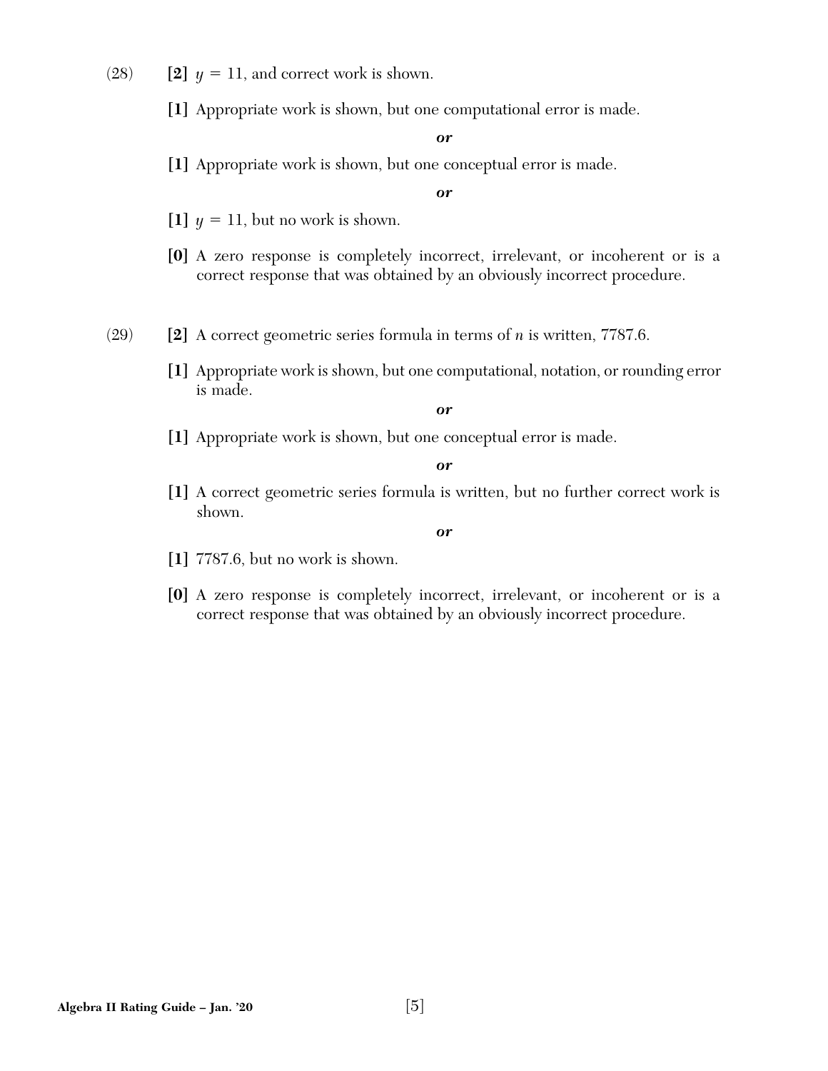(28) **[2]** $y = 11$, and correct work is shown.

**[1]** Appropriate work is shown, but one computational error is made.

***or***

**[1]** Appropriate work is shown, but one conceptual error is made.

***or***

**[1]** $y = 11$, but no work is shown.

**[0]** A zero response is completely incorrect, irrelevant, or incoherent or is a correct response that was obtained by an obviously incorrect procedure.

(29) **[2]** A correct geometric series formula in terms of $n$ is written, 7787.6.

**[1]** Appropriate work is shown, but one computational, notation, or rounding error is made.

***or***

**[1]** Appropriate work is shown, but one conceptual error is made.

***or***

**[1]** A correct geometric series formula is written, but no further correct work is shown.

***or***

**[1]** 7787.6, but no work is shown.

**[0]** A zero response is completely incorrect, irrelevant, or incoherent or is a correct response that was obtained by an obviously incorrect procedure.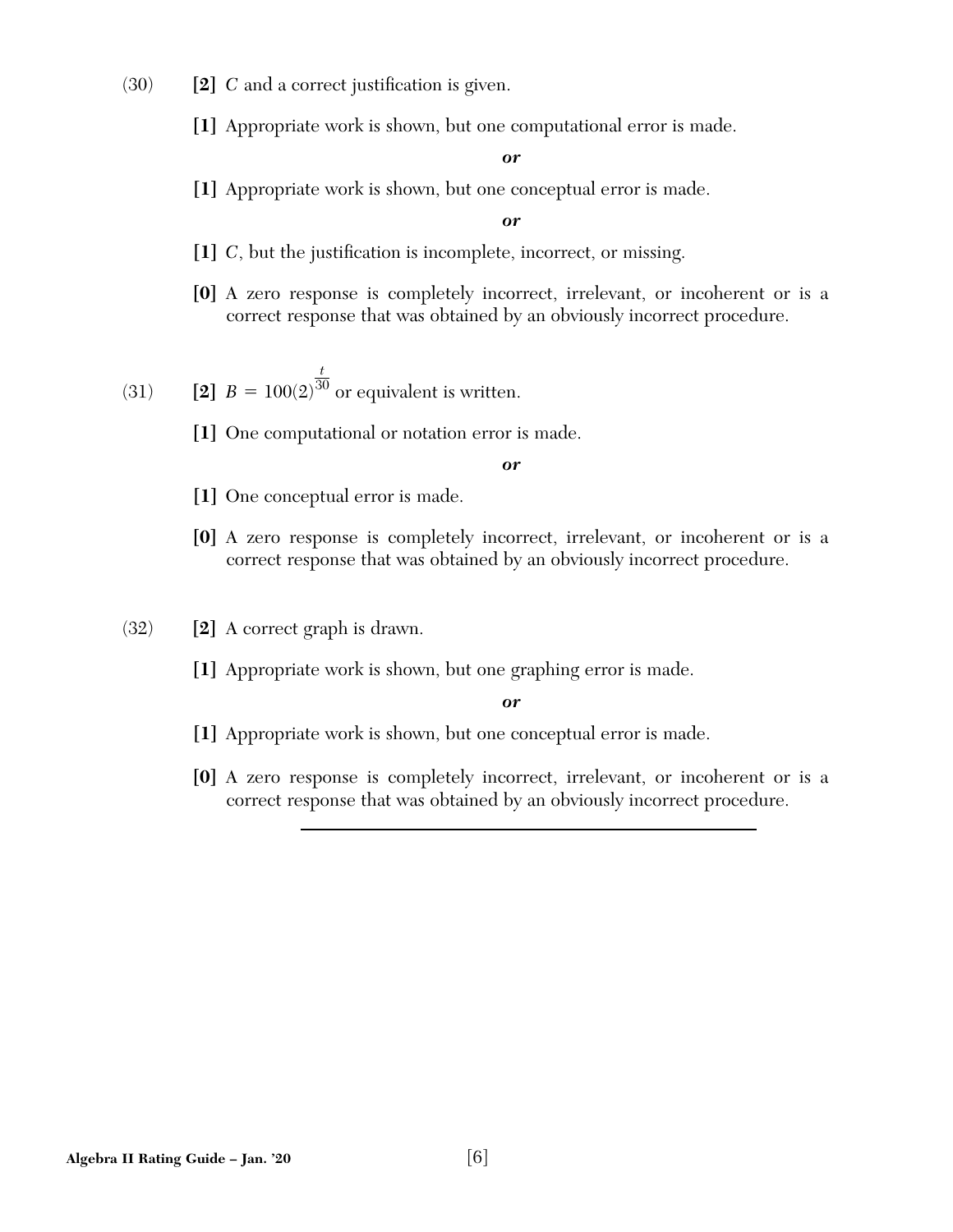(30) **[2]** $C$ and a correct justification is given.

**[1]** Appropriate work is shown, but one computational error is made.

***or***

**[1]** Appropriate work is shown, but one conceptual error is made.

***or***

**[1]** $C$, but the justification is incomplete, incorrect, or missing.

**[0]** A zero response is completely incorrect, irrelevant, or incoherent or is a correct response that was obtained by an obviously incorrect procedure.

(31) **[2]** $B = 100(2)^{\frac{t}{30}}$ or equivalent is written.

**[1]** One computational or notation error is made.

***or***

**[1]** One conceptual error is made.

**[0]** A zero response is completely incorrect, irrelevant, or incoherent or is a correct response that was obtained by an obviously incorrect procedure.

(32) **[2]** A correct graph is drawn.

**[1]** Appropriate work is shown, but one graphing error is made.

***or***

**[1]** Appropriate work is shown, but one conceptual error is made.

**[0]** A zero response is completely incorrect, irrelevant, or incoherent or is a correct response that was obtained by an obviously incorrect procedure.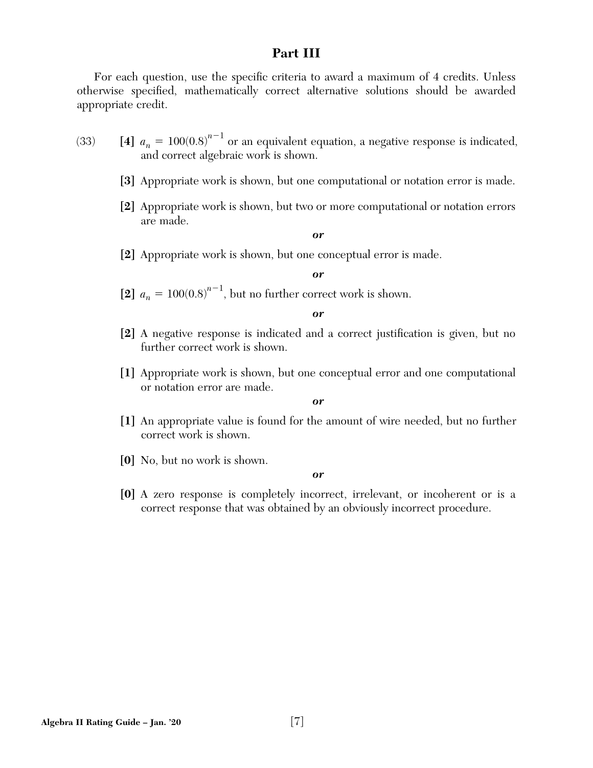## Part III

For each question, use the specific criteria to award a maximum of 4 credits. Unless otherwise specified, mathematically correct alternative solutions should be awarded appropriate credit.

(33) **[4]** $a_n = 100(0.8)^{n-1}$ or an equivalent equation, a negative response is indicated, and correct algebraic work is shown.

**[3]** Appropriate work is shown, but one computational or notation error is made.

**[2]** Appropriate work is shown, but two or more computational or notation errors are made.

***or***

**[2]** Appropriate work is shown, but one conceptual error is made.

***or***

**[2]** $a_n = 100(0.8)^{n-1}$, but no further correct work is shown.

***or***

**[2]** A negative response is indicated and a correct justification is given, but no further correct work is shown.

**[1]** Appropriate work is shown, but one conceptual error and one computational or notation error are made.

***or***

**[1]** An appropriate value is found for the amount of wire needed, but no further correct work is shown.

**[0]** No, but no work is shown.

***or***

**[0]** A zero response is completely incorrect, irrelevant, or incoherent or is a correct response that was obtained by an obviously incorrect procedure.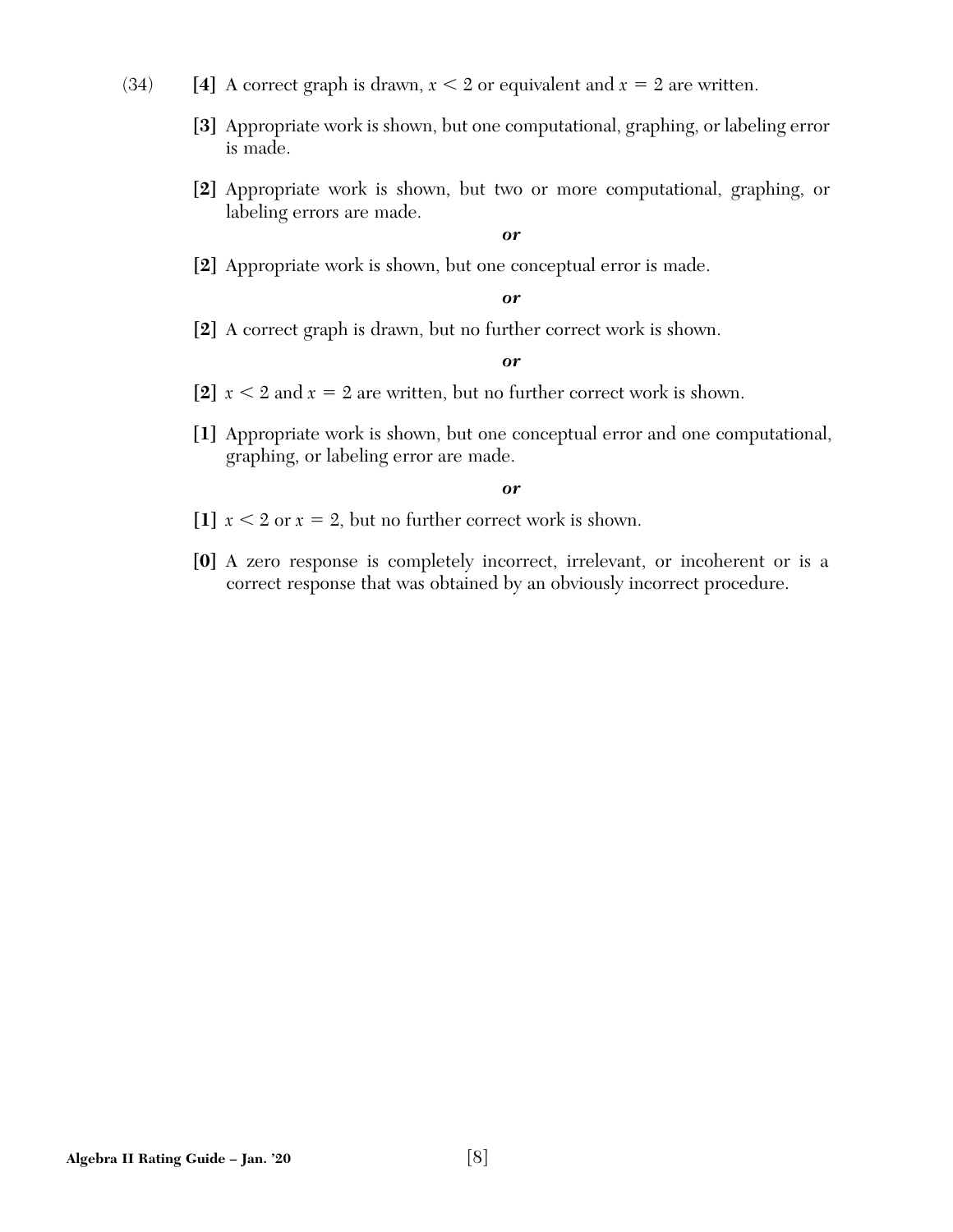(34) **[4]** A correct graph is drawn, $x < 2$ or equivalent and $x = 2$ are written.

**[3]** Appropriate work is shown, but one computational, graphing, or labeling error is made.

**[2]** Appropriate work is shown, but two or more computational, graphing, or labeling errors are made.

***or***

**[2]** Appropriate work is shown, but one conceptual error is made.

***or***

**[2]** A correct graph is drawn, but no further correct work is shown.

***or***

**[2]** $x < 2$ and $x = 2$ are written, but no further correct work is shown.

**[1]** Appropriate work is shown, but one conceptual error and one computational, graphing, or labeling error are made.

***or***

**[1]** $x < 2$ or $x = 2$, but no further correct work is shown.

**[0]** A zero response is completely incorrect, irrelevant, or incoherent or is a correct response that was obtained by an obviously incorrect procedure.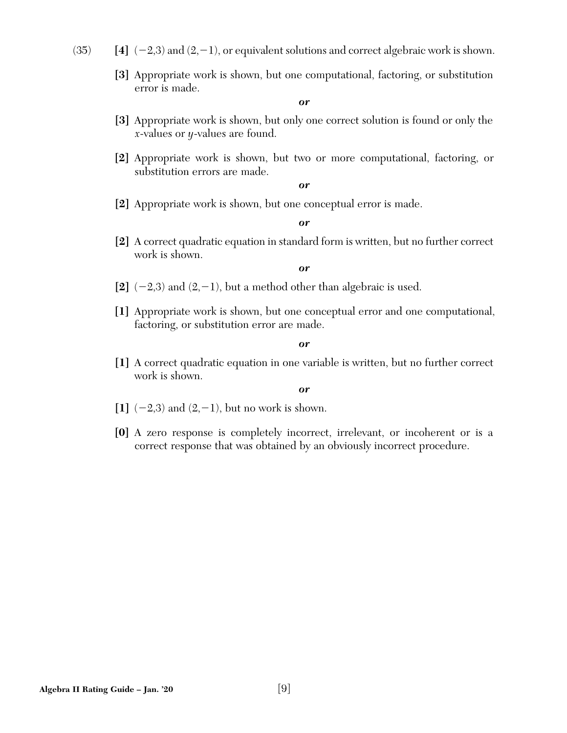(35) **[4]** $(-2,3)$ and $(2,-1)$, or equivalent solutions and correct algebraic work is shown.

**[3]** Appropriate work is shown, but one computational, factoring, or substitution error is made.

***or***

**[3]** Appropriate work is shown, but only one correct solution is found or only the $x$-values or $y$-values are found.

**[2]** Appropriate work is shown, but two or more computational, factoring, or substitution errors are made.

***or***

**[2]** Appropriate work is shown, but one conceptual error is made.

***or***

**[2]** A correct quadratic equation in standard form is written, but no further correct work is shown.

***or***

**[2]** $(-2,3)$ and $(2,-1)$, but a method other than algebraic is used.

**[1]** Appropriate work is shown, but one conceptual error and one computational, factoring, or substitution error are made.

***or***

**[1]** A correct quadratic equation in one variable is written, but no further correct work is shown.

***or***

**[1]** $(-2,3)$ and $(2,-1)$, but no work is shown.

**[0]** A zero response is completely incorrect, irrelevant, or incoherent or is a correct response that was obtained by an obviously incorrect procedure.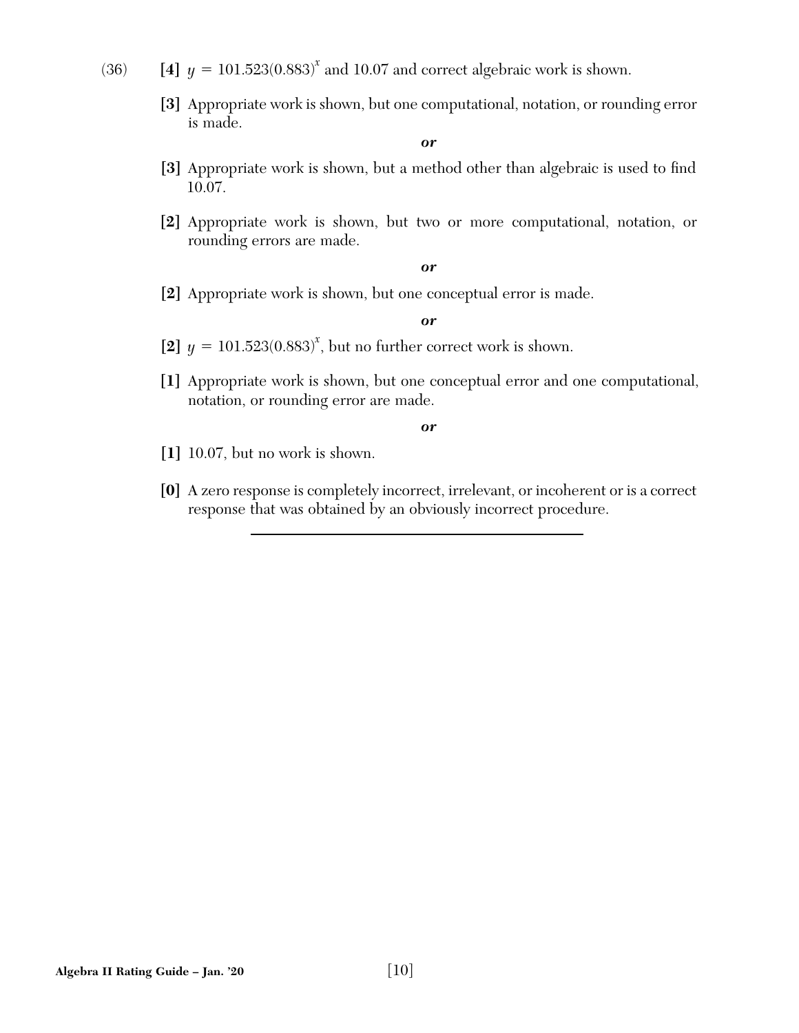(36) **[4]** $y = 101.523(0.883)^x$ and 10.07 and correct algebraic work is shown.

**[3]** Appropriate work is shown, but one computational, notation, or rounding error is made.

***or***

**[3]** Appropriate work is shown, but a method other than algebraic is used to find 10.07.

**[2]** Appropriate work is shown, but two or more computational, notation, or rounding errors are made.

***or***

**[2]** Appropriate work is shown, but one conceptual error is made.

***or***

**[2]** $y = 101.523(0.883)^x$, but no further correct work is shown.

**[1]** Appropriate work is shown, but one conceptual error and one computational, notation, or rounding error are made.

***or***

**[1]** 10.07, but no work is shown.

**[0]** A zero response is completely incorrect, irrelevant, or incoherent or is a correct response that was obtained by an obviously incorrect procedure.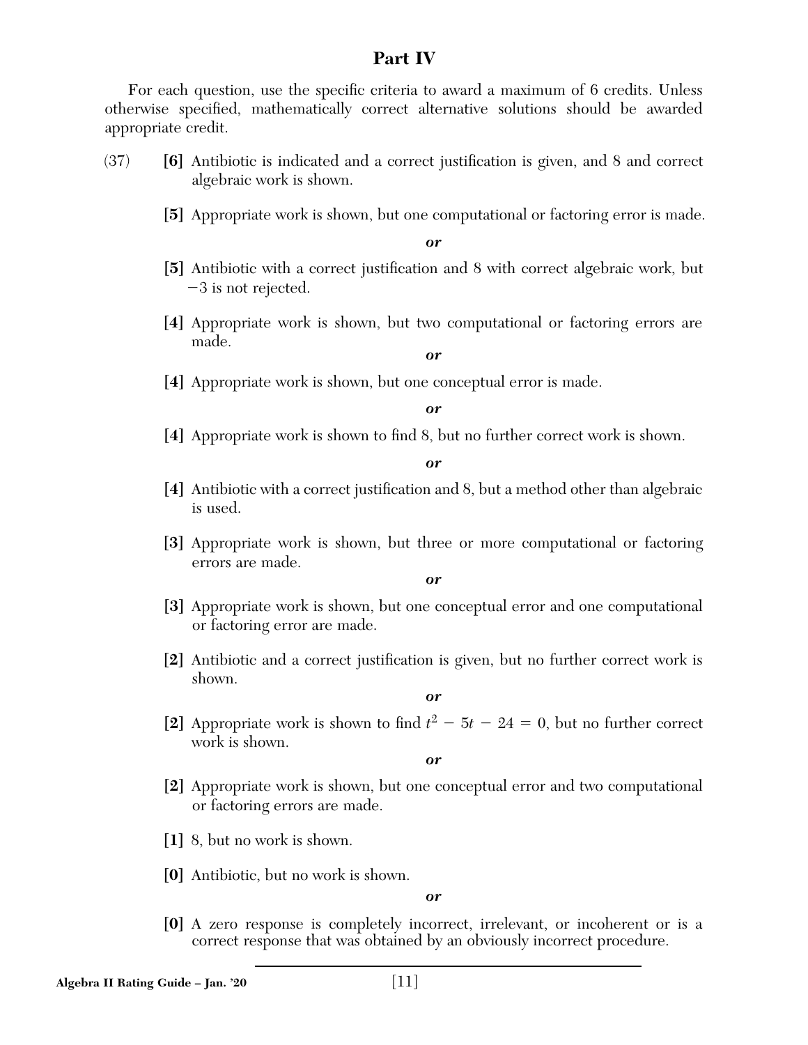## Part IV

For each question, use the specific criteria to award a maximum of 6 credits. Unless otherwise specified, mathematically correct alternative solutions should be awarded appropriate credit.

(37) **[6]** Antibiotic is indicated and a correct justification is given, and 8 and correct algebraic work is shown.

**[5]** Appropriate work is shown, but one computational or factoring error is made.

***or***

**[5]** Antibiotic with a correct justification and 8 with correct algebraic work, but $-3$ is not rejected.

**[4]** Appropriate work is shown, but two computational or factoring errors are made.

***or***

**[4]** Appropriate work is shown, but one conceptual error is made.

***or***

**[4]** Appropriate work is shown to find 8, but no further correct work is shown.

***or***

**[4]** Antibiotic with a correct justification and 8, but a method other than algebraic is used.

**[3]** Appropriate work is shown, but three or more computational or factoring errors are made.

***or***

**[3]** Appropriate work is shown, but one conceptual error and one computational or factoring error are made.

**[2]** Antibiotic and a correct justification is given, but no further correct work is shown.

***or***

**[2]** Appropriate work is shown to find $t^2 - 5t - 24 = 0$, but no further correct work is shown.

***or***

**[2]** Appropriate work is shown, but one conceptual error and two computational or factoring errors are made.

**[1]** 8, but no work is shown.

**[0]** Antibiotic, but no work is shown.

***or***

**[0]** A zero response is completely incorrect, irrelevant, or incoherent or is a correct response that was obtained by an obviously incorrect procedure.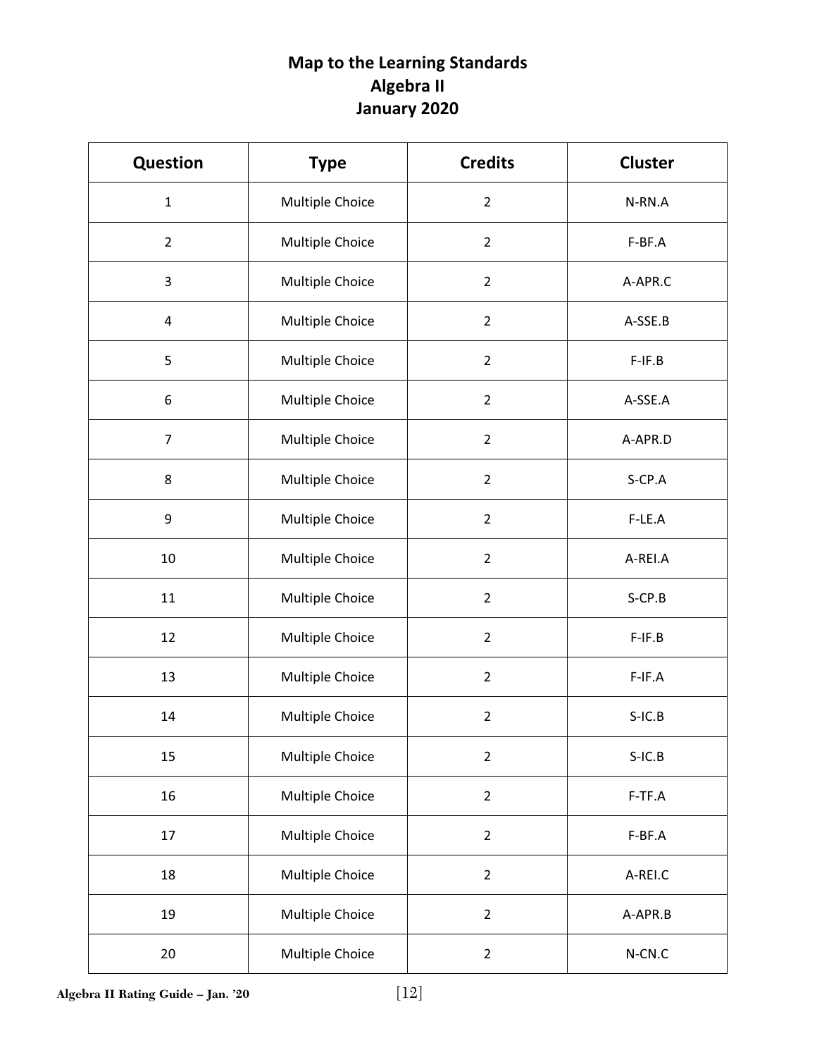# Map to the Learning Standards
## Algebra II
## January 2020

| Question | Type | Credits | Cluster |
|---|---|---|---|
| 1 | Multiple Choice | 2 | N-RN.A |
| 2 | Multiple Choice | 2 | F-BF.A |
| 3 | Multiple Choice | 2 | A-APR.C |
| 4 | Multiple Choice | 2 | A-SSE.B |
| 5 | Multiple Choice | 2 | F-IF.B |
| 6 | Multiple Choice | 2 | A-SSE.A |
| 7 | Multiple Choice | 2 | A-APR.D |
| 8 | Multiple Choice | 2 | S-CP.A |
| 9 | Multiple Choice | 2 | F-LE.A |
| 10 | Multiple Choice | 2 | A-REI.A |
| 11 | Multiple Choice | 2 | S-CP.B |
| 12 | Multiple Choice | 2 | F-IF.B |
| 13 | Multiple Choice | 2 | F-IF.A |
| 14 | Multiple Choice | 2 | S-IC.B |
| 15 | Multiple Choice | 2 | S-IC.B |
| 16 | Multiple Choice | 2 | F-TF.A |
| 17 | Multiple Choice | 2 | F-BF.A |
| 18 | Multiple Choice | 2 | A-REI.C |
| 19 | Multiple Choice | 2 | A-APR.B |
| 20 | Multiple Choice | 2 | N-CN.C |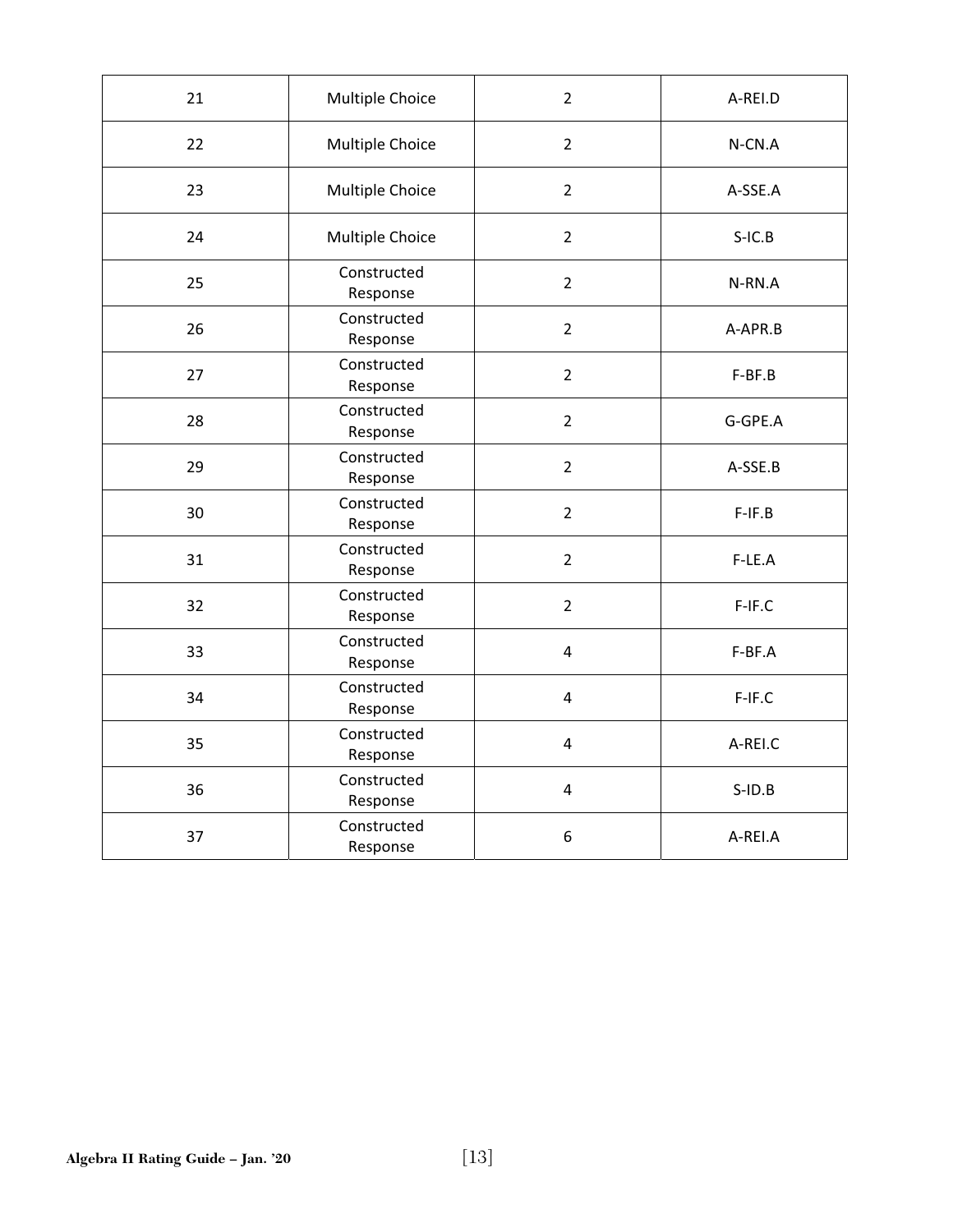| 21 | Multiple Choice | 2 | A-REI.D |
|---|---|---|---|
| 22 | Multiple Choice | 2 | N-CN.A |
| 23 | Multiple Choice | 2 | A-SSE.A |
| 24 | Multiple Choice | 2 | S-IC.B |
| 25 | Constructed Response | 2 | N-RN.A |
| 26 | Constructed Response | 2 | A-APR.B |
| 27 | Constructed Response | 2 | F-BF.B |
| 28 | Constructed Response | 2 | G-GPE.A |
| 29 | Constructed Response | 2 | A-SSE.B |
| 30 | Constructed Response | 2 | F-IF.B |
| 31 | Constructed Response | 2 | F-LE.A |
| 32 | Constructed Response | 2 | F-IF.C |
| 33 | Constructed Response | 4 | F-BF.A |
| 34 | Constructed Response | 4 | F-IF.C |
| 35 | Constructed Response | 4 | A-REI.C |
| 36 | Constructed Response | 4 | S-ID.B |
| 37 | Constructed Response | 6 | A-REI.A |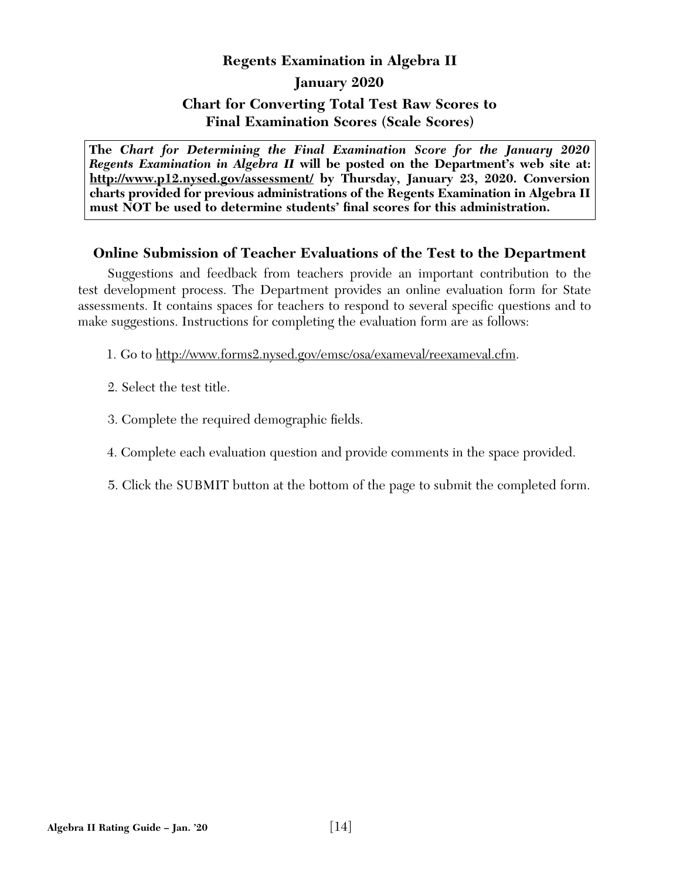# Regents Examination in Algebra II

## January 2020

## Chart for Converting Total Test Raw Scores to Final Examination Scores (Scale Scores)

**The *Chart for Determining the Final Examination Score for the January 2020 Regents Examination in Algebra II* will be posted on the Department's web site at: http://www.p12.nysed.gov/assessment/ by Thursday, January 23, 2020. Conversion charts provided for previous administrations of the Regents Examination in Algebra II must NOT be used to determine students' final scores for this administration.**

### Online Submission of Teacher Evaluations of the Test to the Department

Suggestions and feedback from teachers provide an important contribution to the test development process. The Department provides an online evaluation form for State assessments. It contains spaces for teachers to respond to several specific questions and to make suggestions. Instructions for completing the evaluation form are as follows:

1. Go to http://www.forms2.nysed.gov/emsc/osa/exameval/reexameval.cfm.
2. Select the test title.
3. Complete the required demographic fields.
4. Complete each evaluation question and provide comments in the space provided.
5. Click the SUBMIT button at the bottom of the page to submit the completed form.